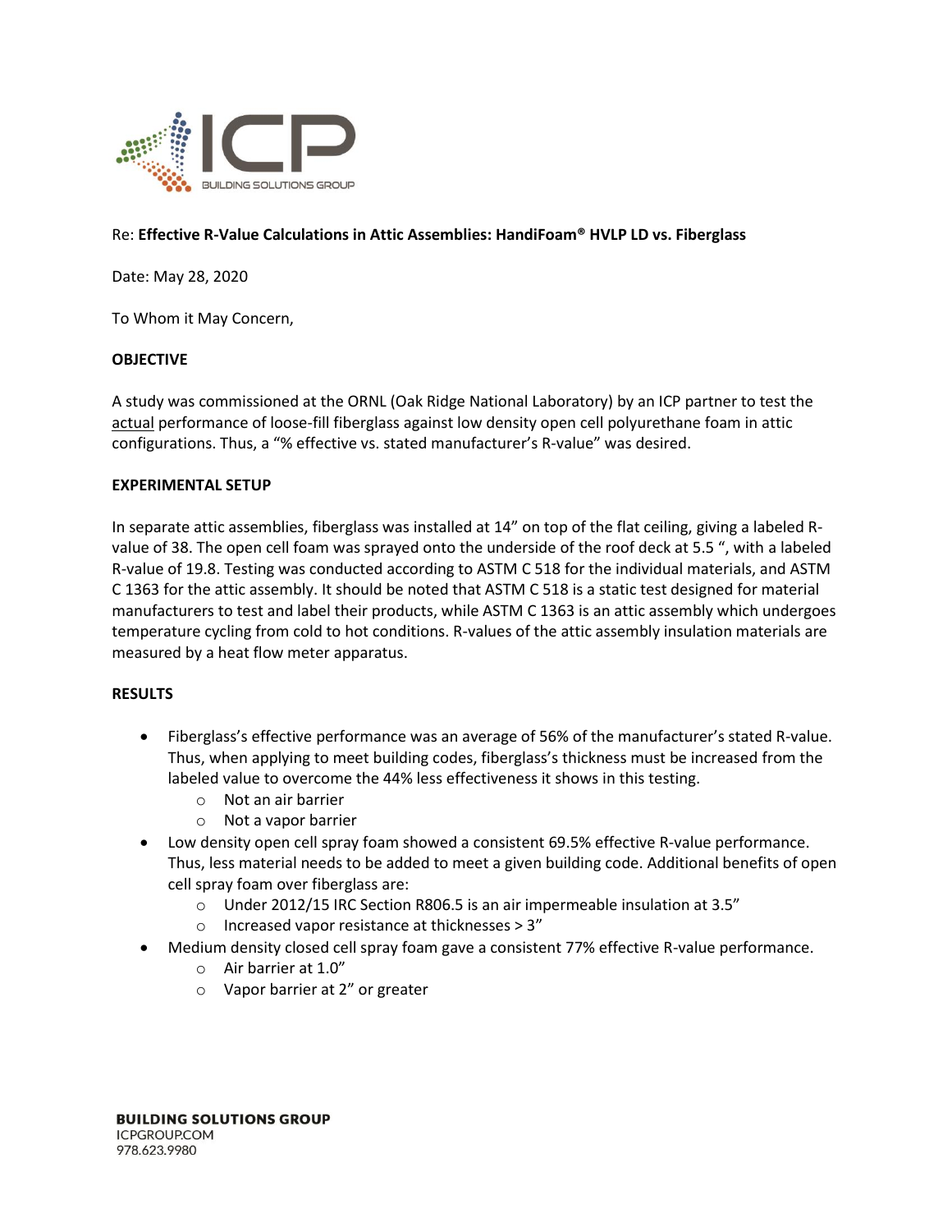Re: **Effective R-Value Calculations in Attic Assemblies: HandiFoam® HVLP LD vs. Fiberglass**

Date: May 28, 2020

To Whom it May Concern,

**OBJECTIVE**

A study was commissioned at the ORNL (Oak Ridge National Laboratory) by an ICP partner to test the actual performance of loose-fill fiberglass against low density open cell polyurethane foam in attic configurations. Thus, a "% effective vs. stated manufacturer's R-value" was desired.

**EXPERIMENTAL SETUP**

In separate attic assemblies, fiberglass was installed at 14" on top of the flat ceiling, giving a labeled R-value of 38. The open cell foam was sprayed onto the underside of the roof deck at 5.5 ", with a labeled R-value of 19.8. Testing was conducted according to ASTM C 518 for the individual materials, and ASTM C 1363 for the attic assembly. It should be noted that ASTM C 518 is a static test designed for material manufacturers to test and label their products, while ASTM C 1363 is an attic assembly which undergoes temperature cycling from cold to hot conditions. R-values of the attic assembly insulation materials are measured by a heat flow meter apparatus.

**RESULTS**

- Fiberglass's effective performance was an average of 56% of the manufacturer's stated R-value. Thus, when applying to meet building codes, fiberglass's thickness must be increased from the labeled value to overcome the 44% less effectiveness it shows in this testing.
  - Not an air barrier
  - Not a vapor barrier
- Low density open cell spray foam showed a consistent 69.5% effective R-value performance. Thus, less material needs to be added to meet a given building code. Additional benefits of open cell spray foam over fiberglass are:
  - Under 2012/15 IRC Section R806.5 is an air impermeable insulation at 3.5"
  - Increased vapor resistance at thicknesses > 3"
- Medium density closed cell spray foam gave a consistent 77% effective R-value performance.
  - Air barrier at 1.0"
  - Vapor barrier at 2" or greater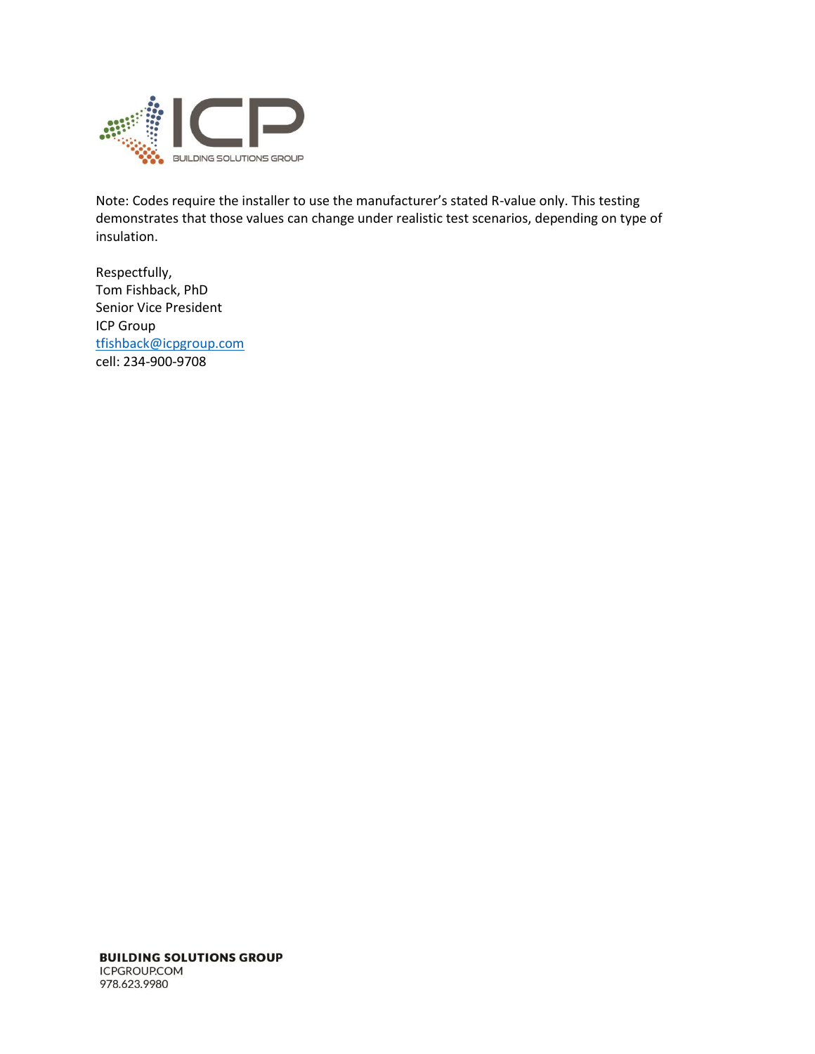Note: Codes require the installer to use the manufacturer's stated R-value only. This testing demonstrates that those values can change under realistic test scenarios, depending on type of insulation.

Respectfully,
Tom Fishback, PhD
Senior Vice President
ICP Group
tfishback@icpgroup.com
cell: 234-900-9708